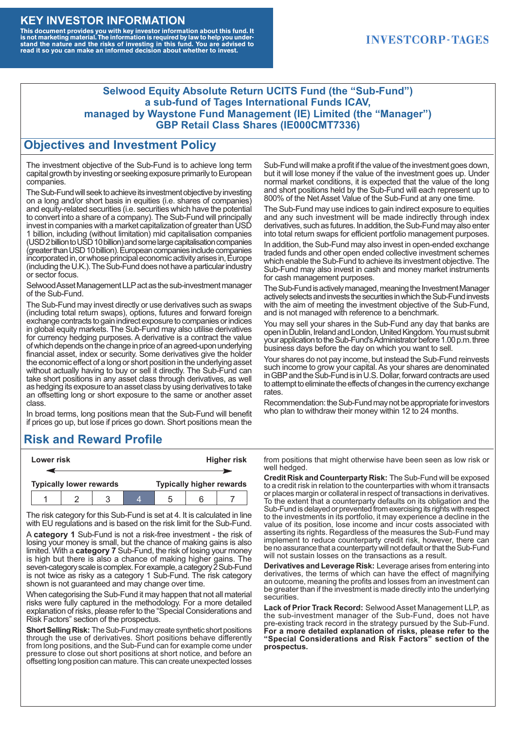# KEY INVESTOR INFORMATION

**This document provides you with key investor information about this fund. It is not marketing material. The information is required by law to help you understand the nature and the risks of investing in this fund. You are advised to read it so you can make an informed decision about whether to invest.**

INVESTCORP-TAGES

**Selwood Equity Absolute Return UCITS Fund (the "Sub-Fund")**
**a sub-fund of Tages International Funds ICAV,**
**managed by Waystone Fund Management (IE) Limited (the "Manager")**
**GBP Retail Class Shares (IE000CMT7336)**

## Objectives and Investment Policy

The investment objective of the Sub-Fund is to achieve long term capital growth by investing or seeking exposure primarily to European companies.

The Sub-Fund will seek to achieve its investment objective by investing on a long and/or short basis in equities (i.e. shares of companies) and equity-related securities (i.e. securities which have the potential to convert into a share of a company). The Sub-Fund will principally invest in companies with a market capitalization of greater than USD 1 billion, including (without limitation) mid capitalisation companies (USD 2 billion to USD 10 billion) and some large capitalisation companies (greater than USD 10 billion). European companies include companies incorporated in, or whose principal economic activity arises in, Europe (including the U.K.). The Sub-Fund does not have a particular industry or sector focus.

Selwood Asset Management LLP act as the sub-investment manager of the Sub-Fund.

The Sub-Fund may invest directly or use derivatives such as swaps (including total return swaps), options, futures and forward foreign exchange contracts to gain indirect exposure to companies or indices in global equity markets. The Sub-Fund may also utilise derivatives for currency hedging purposes. A derivative is a contract the value of which depends on the change in price of an agreed-upon underlying financial asset, index or security. Some derivatives give the holder the economic effect of a long or short position in the underlying asset without actually having to buy or sell it directly. The Sub-Fund can take short positions in any asset class through derivatives, as well as hedging its exposure to an asset class by using derivatives to take an offsetting long or short exposure to the same or another asset class.

In broad terms, long positions mean that the Sub-Fund will benefit if prices go up, but lose if prices go down. Short positions mean the Sub-Fund will make a profit if the value of the investment goes down, but it will lose money if the value of the investment goes up. Under normal market conditions, it is expected that the value of the long and short positions held by the Sub-Fund will each represent up to 800% of the Net Asset Value of the Sub-Fund at any one time.

The Sub-Fund may use indices to gain indirect exposure to equities and any such investment will be made indirectly through index derivatives, such as futures. In addition, the Sub-Fund may also enter into total return swaps for efficient portfolio management purposes.

In addition, the Sub-Fund may also invest in open-ended exchange traded funds and other open ended collective investment schemes which enable the Sub-Fund to achieve its investment objective. The Sub-Fund may also invest in cash and money market instruments for cash management purposes.

The Sub-Fund is actively managed, meaning the Investment Manager actively selects and invests the securities in which the Sub-Fund invests with the aim of meeting the investment objective of the Sub-Fund, and is not managed with reference to a benchmark.

You may sell your shares in the Sub-Fund any day that banks are open in Dublin, Ireland and London, United Kingdom. You must submit your application to the Sub-Fund's Administrator before 1.00 p.m. three business days before the day on which you want to sell.

Your shares do not pay income, but instead the Sub-Fund reinvests such income to grow your capital. As your shares are denominated in GBP and the Sub-Fund is in U.S. Dollar, forward contracts are used to attempt to eliminate the effects of changes in the currency exchange rates.

Recommendation: the Sub-Fund may not be appropriate for investors who plan to withdraw their money within 12 to 24 months.

## Risk and Reward Profile

| Lower risk | | | | | | Higher risk |
|---|---|---|---|---|---|---|
| Typically lower rewards | | | | | | Typically higher rewards |
| 1 | 2 | 3 | **4** | 5 | 6 | 7 |

The risk category for this Sub-Fund is set at 4. It is calculated in line with EU regulations and is based on the risk limit for the Sub-Fund.

A **category 1** Sub-Fund is not a risk-free investment - the risk of losing your money is small, but the chance of making gains is also limited. With a **category 7** Sub-Fund, the risk of losing your money is high but there is also a chance of making higher gains. The seven-category scale is complex. For example, a category 2 Sub-Fund is not twice as risky as a category 1 Sub-Fund. The risk category shown is not guaranteed and may change over time.

When categorising the Sub-Fund it may happen that not all material risks were fully captured in the methodology. For a more detailed explanation of risks, please refer to the "Special Considerations and Risk Factors" section of the prospectus.

**Short Selling Risk:** The Sub-Fund may create synthetic short positions through the use of derivatives. Short positions behave differently from long positions, and the Sub-Fund can for example come under pressure to close out short positions at short notice, and before an offsetting long position can mature. This can create unexpected losses from positions that might otherwise have been seen as low risk or well hedged.

**Credit Risk and Counterparty Risk:** The Sub-Fund will be exposed to a credit risk in relation to the counterparties with whom it transacts or places margin or collateral in respect of transactions in derivatives. To the extent that a counterparty defaults on its obligation and the Sub-Fund is delayed or prevented from exercising its rights with respect to the investments in its portfolio, it may experience a decline in the value of its position, lose income and incur costs associated with asserting its rights. Regardless of the measures the Sub-Fund may implement to reduce counterparty credit risk, however, there can be no assurance that a counterparty will not default or that the Sub-Fund will not sustain losses on the transactions as a result.

**Derivatives and Leverage Risk:** Leverage arises from entering into derivatives, the terms of which can have the effect of magnifying an outcome, meaning the profits and losses from an investment can be greater than if the investment is made directly into the underlying securities.

**Lack of Prior Track Record:** Selwood Asset Management LLP, as the sub-investment manager of the Sub-Fund, does not have pre-existing track record in the strategy pursued by the Sub-Fund. **For a more detailed explanation of risks, please refer to the "Special Considerations and Risk Factors" section of the prospectus.**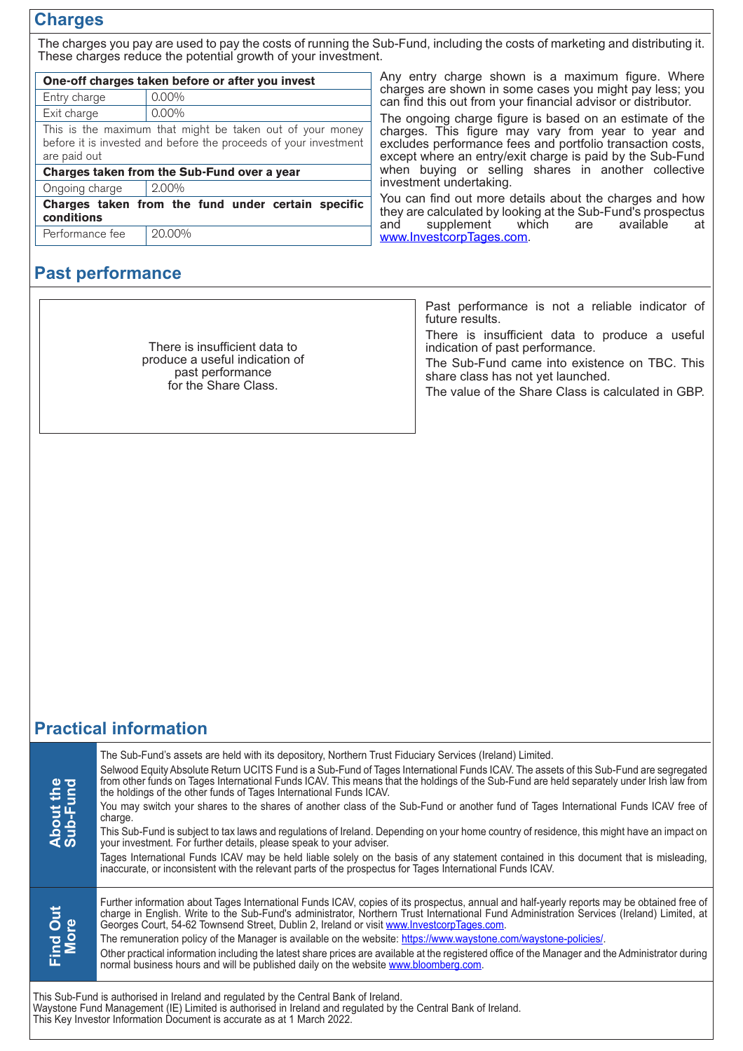## Charges

The charges you pay are used to pay the costs of running the Sub-Fund, including the costs of marketing and distributing it. These charges reduce the potential growth of your investment.

| | |
|---|---|
| **One-off charges taken before or after you invest** | |
| Entry charge | 0.00% |
| Exit charge | 0.00% |
| This is the maximum that might be taken out of your money before it is invested and before the proceeds of your investment are paid out | |
| **Charges taken from the Sub-Fund over a year** | |
| Ongoing charge | 2.00% |
| **Charges taken from the fund under certain specific conditions** | |
| Performance fee | 20.00% |

Any entry charge shown is a maximum figure. Where charges are shown in some cases you might pay less; you can find this out from your financial advisor or distributor.

The ongoing charge figure is based on an estimate of the charges. This figure may vary from year to year and excludes performance fees and portfolio transaction costs, except where an entry/exit charge is paid by the Sub-Fund when buying or selling shares in another collective investment undertaking.

You can find out more details about the charges and how they are calculated by looking at the Sub-Fund's prospectus and supplement which are available at www.InvestcorpTages.com.

## Past performance

There is insufficient data to produce a useful indication of past performance for the Share Class.

Past performance is not a reliable indicator of future results.

There is insufficient data to produce a useful indication of past performance.

The Sub-Fund came into existence on TBC. This share class has not yet launched.

The value of the Share Class is calculated in GBP.

## Practical information

### About the Sub-Fund

The Sub-Fund's assets are held with its depository, Northern Trust Fiduciary Services (Ireland) Limited.

Selwood Equity Absolute Return UCITS Fund is a Sub-Fund of Tages International Funds ICAV. The assets of this Sub-Fund are segregated from other funds on Tages International Funds ICAV. This means that the holdings of the Sub-Fund are held separately under Irish law from the holdings of the other funds of Tages International Funds ICAV.

You may switch your shares to the shares of another class of the Sub-Fund or another fund of Tages International Funds ICAV free of charge.

This Sub-Fund is subject to tax laws and regulations of Ireland. Depending on your home country of residence, this might have an impact on your investment. For further details, please speak to your adviser.

Tages International Funds ICAV may be held liable solely on the basis of any statement contained in this document that is misleading, inaccurate, or inconsistent with the relevant parts of the prospectus for Tages International Funds ICAV.

### Find Out More

Further information about Tages International Funds ICAV, copies of its prospectus, annual and half-yearly reports may be obtained free of charge in English. Write to the Sub-Fund's administrator, Northern Trust International Fund Administration Services (Ireland) Limited, at Georges Court, 54-62 Townsend Street, Dublin 2, Ireland or visit www.InvestcorpTages.com.

The remuneration policy of the Manager is available on the website: https://www.waystone.com/waystone-policies/.

Other practical information including the latest share prices are available at the registered office of the Manager and the Administrator during normal business hours and will be published daily on the website www.bloomberg.com.

This Sub-Fund is authorised in Ireland and regulated by the Central Bank of Ireland.
Waystone Fund Management (IE) Limited is authorised in Ireland and regulated by the Central Bank of Ireland.
This Key Investor Information Document is accurate as at 1 March 2022.